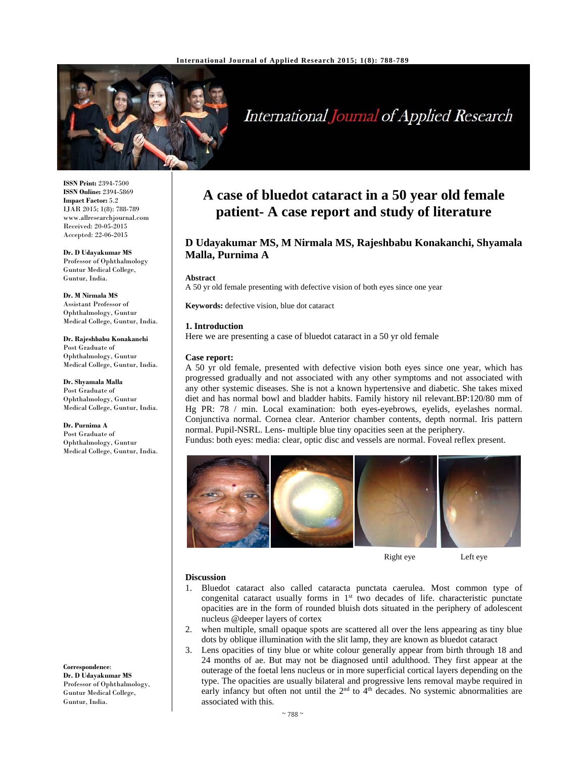# A case of bluedot cataract in a 50 year old female patient- A case report and study of literature

**D Udayakumar MS, M Nirmala MS, Rajeshbabu Konakanchi, Shyamala Malla, Purnima A**

ISSN Print: 2394-7500
ISSN Online: 2394-5869
Impact Factor: 5.2
IJAR 2015; 1(8): 788-789
www.allresearchjournal.com
Received: 20-05-2015
Accepted: 22-06-2015

**Dr. D Udayakumar MS**
Professor of Ophthalmology Guntur Medical College, Guntur, India.

**Dr. M Nirmala MS**
Assistant Professor of Ophthalmology, Guntur Medical College, Guntur, India.

**Dr. Rajeshbabu Konakanchi**
Post Graduate of Ophthalmology, Guntur Medical College, Guntur, India.

**Dr. Shyamala Malla**
Post Graduate of Ophthalmology, Guntur Medical College, Guntur, India.

**Dr. Purnima A**
Post Graduate of Ophthalmology, Guntur Medical College, Guntur, India.

**Correspondence**:
**Dr. D Udayakumar MS**
Professor of Ophthalmology, Guntur Medical College, Guntur, India.

**Abstract**

A 50 yr old female presenting with defective vision of both eyes since one year

**Keywords:** defective vision, blue dot cataract

## 1. Introduction

Here we are presenting a case of bluedot cataract in a 50 yr old female

**Case report:**

A 50 yr old female, presented with defective vision both eyes since one year, which has progressed gradually and not associated with any other symptoms and not associated with any other systemic diseases. She is not a known hypertensive and diabetic. She takes mixed diet and has normal bowl and bladder habits. Family history nil relevant.BP:120/80 mm of Hg PR: 78 / min. Local examination: both eyes-eyebrows, eyelids, eyelashes normal. Conjunctiva normal. Cornea clear. Anterior chamber contents, depth normal. Iris pattern normal. Pupil-NSRL. Lens- multiple blue tiny opacities seen at the periphery.
Fundus: both eyes: media: clear, optic disc and vessels are normal. Foveal reflex present.

Right eye Left eye

## Discussion

1. Bluedot cataract also called cataracta punctata caerulea. Most common type of congenital cataract usually forms in 1st two decades of life. characteristic punctate opacities are in the form of rounded bluish dots situated in the periphery of adolescent nucleus @deeper layers of cortex
2. when multiple, small opaque spots are scattered all over the lens appearing as tiny blue dots by oblique illumination with the slit lamp, they are known as bluedot cataract
3. Lens opacities of tiny blue or white colour generally appear from birth through 18 and 24 months of ae. But may not be diagnosed until adulthood. They first appear at the outerage of the foetal lens nucleus or in more superficial cortical layers depending on the type. The opacities are usually bilateral and progressive lens removal maybe required in early infancy but often not until the 2nd to 4th decades. No systemic abnormalities are associated with this.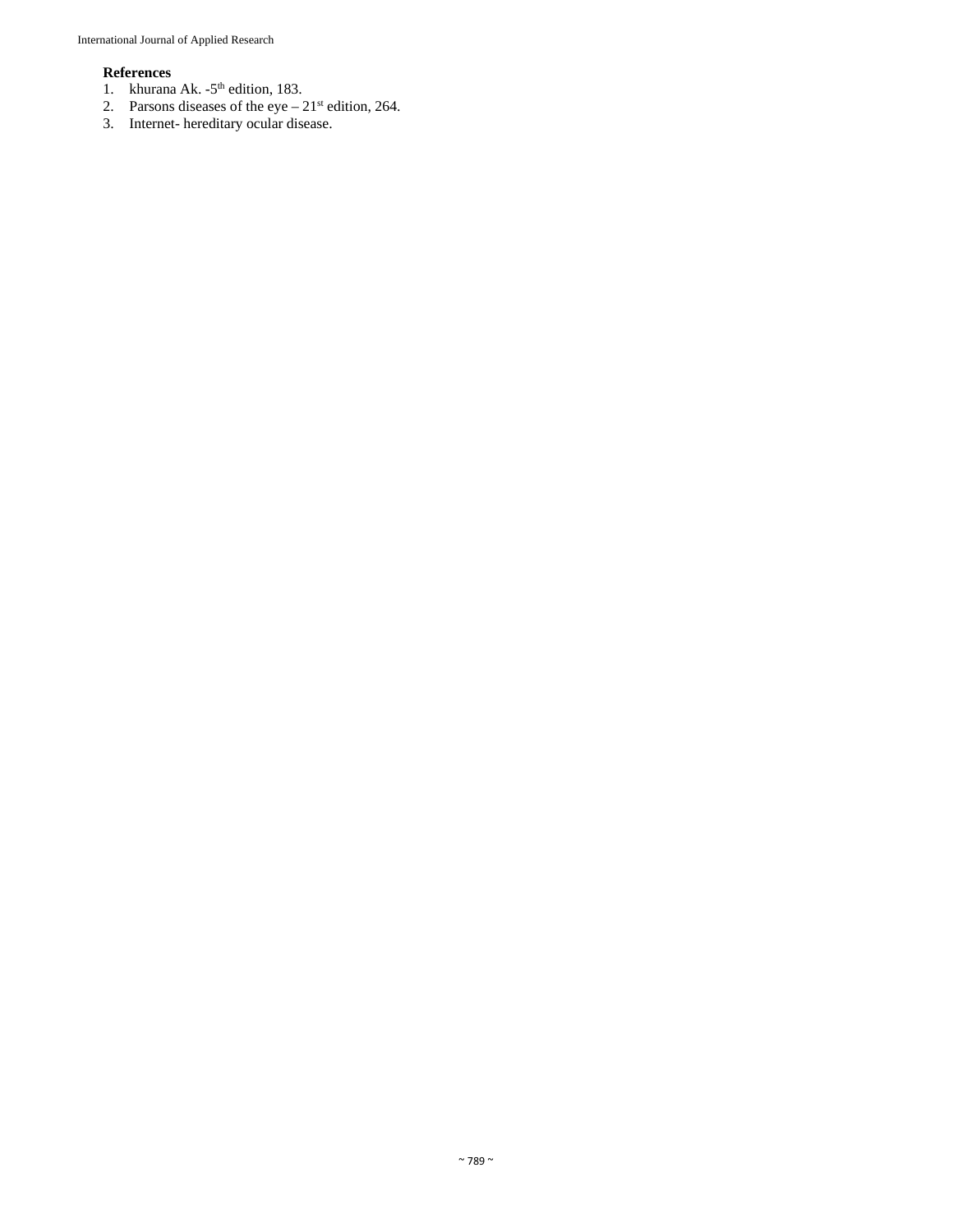**References**

1. khurana Ak. -5th edition, 183.
2. Parsons diseases of the eye – 21st edition, 264.
3. Internet- hereditary ocular disease.